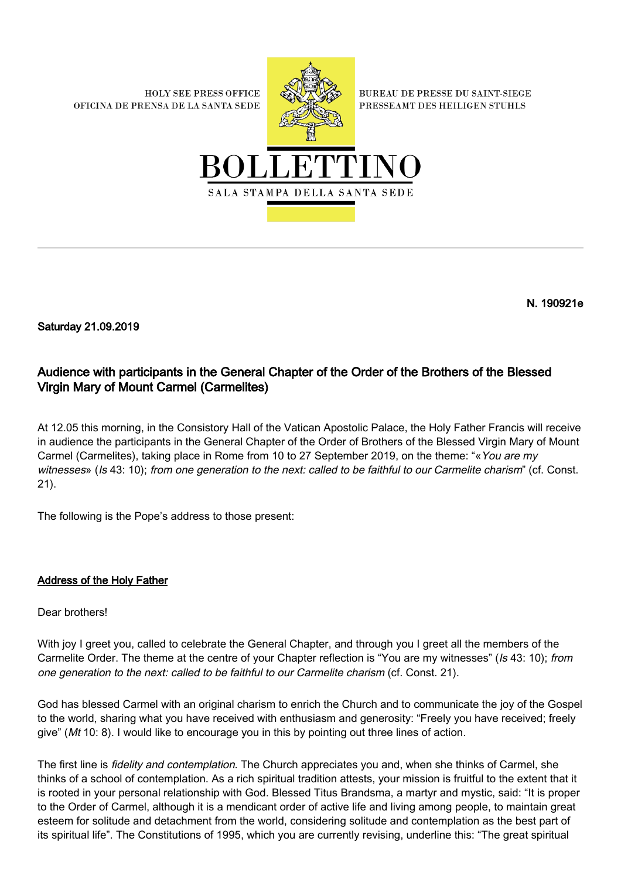HOLY SEE PRESS OFFICE
OFICINA DE PRENSA DE LA SANTA SEDE

BUREAU DE PRESSE DU SAINT-SIEGE
PRESSEAMT DES HEILIGEN STUHLS

# BOLLETTINO

SALA STAMPA DELLA SANTA SEDE

**N. 190921e**

**Saturday 21.09.2019**

## Audience with participants in the General Chapter of the Order of the Brothers of the Blessed Virgin Mary of Mount Carmel (Carmelites)

At 12.05 this morning, in the Consistory Hall of the Vatican Apostolic Palace, the Holy Father Francis will receive in audience the participants in the General Chapter of the Order of Brothers of the Blessed Virgin Mary of Mount Carmel (Carmelites), taking place in Rome from 10 to 27 September 2019, on the theme: "«*You are my witnesses*» (*Is* 43: 10); *from one generation to the next: called to be faithful to our Carmelite charism*" (cf. Const. 21).

The following is the Pope's address to those present:

### Address of the Holy Father

Dear brothers!

With joy I greet you, called to celebrate the General Chapter, and through you I greet all the members of the Carmelite Order. The theme at the centre of your Chapter reflection is "You are my witnesses" (*Is* 43: 10); *from one generation to the next: called to be faithful to our Carmelite charism* (cf. Const. 21).

God has blessed Carmel with an original charism to enrich the Church and to communicate the joy of the Gospel to the world, sharing what you have received with enthusiasm and generosity: "Freely you have received; freely give" (*Mt* 10: 8). I would like to encourage you in this by pointing out three lines of action.

The first line is *fidelity and contemplation*. The Church appreciates you and, when she thinks of Carmel, she thinks of a school of contemplation. As a rich spiritual tradition attests, your mission is fruitful to the extent that it is rooted in your personal relationship with God. Blessed Titus Brandsma, a martyr and mystic, said: "It is proper to the Order of Carmel, although it is a mendicant order of active life and living among people, to maintain great esteem for solitude and detachment from the world, considering solitude and contemplation as the best part of its spiritual life". The Constitutions of 1995, which you are currently revising, underline this: "The great spiritual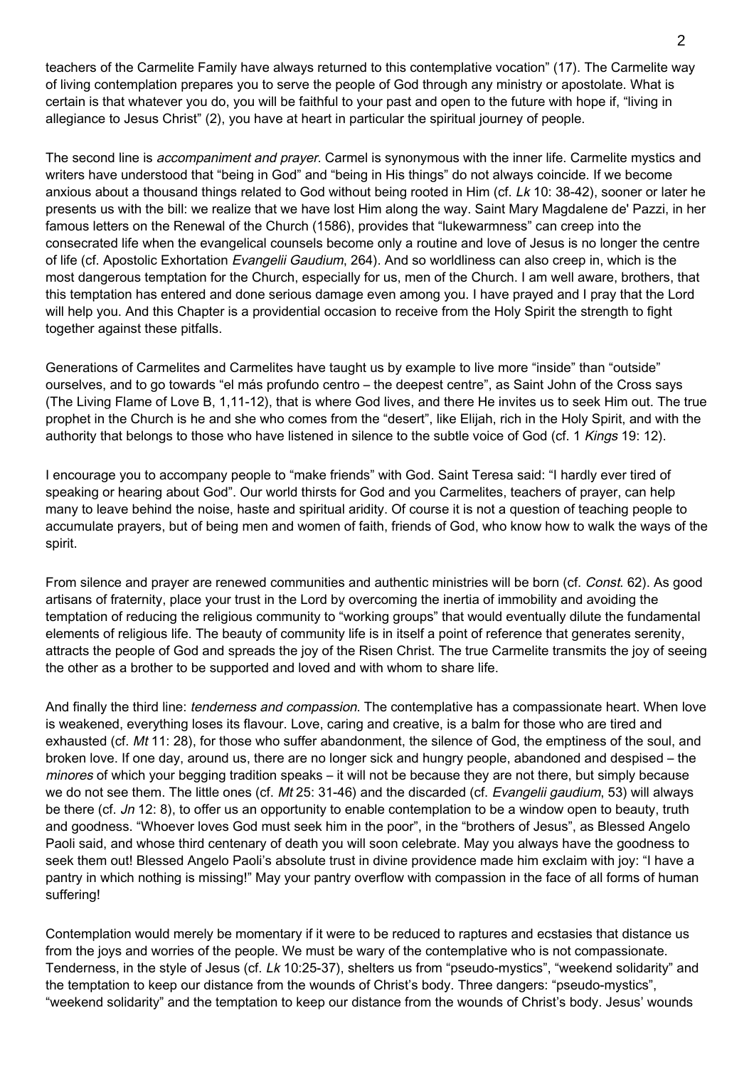teachers of the Carmelite Family have always returned to this contemplative vocation" (17). The Carmelite way of living contemplation prepares you to serve the people of God through any ministry or apostolate. What is certain is that whatever you do, you will be faithful to your past and open to the future with hope if, "living in allegiance to Jesus Christ" (2), you have at heart in particular the spiritual journey of people.

The second line is *accompaniment and prayer*. Carmel is synonymous with the inner life. Carmelite mystics and writers have understood that "being in God" and "being in His things" do not always coincide. If we become anxious about a thousand things related to God without being rooted in Him (cf. *Lk* 10: 38-42), sooner or later he presents us with the bill: we realize that we have lost Him along the way. Saint Mary Magdalene de' Pazzi, in her famous letters on the Renewal of the Church (1586), provides that "lukewarmness" can creep into the consecrated life when the evangelical counsels become only a routine and love of Jesus is no longer the centre of life (cf. Apostolic Exhortation *Evangelii Gaudium*, 264). And so worldliness can also creep in, which is the most dangerous temptation for the Church, especially for us, men of the Church. I am well aware, brothers, that this temptation has entered and done serious damage even among you. I have prayed and I pray that the Lord will help you. And this Chapter is a providential occasion to receive from the Holy Spirit the strength to fight together against these pitfalls.

Generations of Carmelites and Carmelites have taught us by example to live more "inside" than "outside" ourselves, and to go towards "el más profundo centro – the deepest centre", as Saint John of the Cross says (The Living Flame of Love B, 1,11-12), that is where God lives, and there He invites us to seek Him out. The true prophet in the Church is he and she who comes from the "desert", like Elijah, rich in the Holy Spirit, and with the authority that belongs to those who have listened in silence to the subtle voice of God (cf. 1 *Kings* 19: 12).

I encourage you to accompany people to "make friends" with God. Saint Teresa said: "I hardly ever tired of speaking or hearing about God". Our world thirsts for God and you Carmelites, teachers of prayer, can help many to leave behind the noise, haste and spiritual aridity. Of course it is not a question of teaching people to accumulate prayers, but of being men and women of faith, friends of God, who know how to walk the ways of the spirit.

From silence and prayer are renewed communities and authentic ministries will be born (cf. *Const*. 62). As good artisans of fraternity, place your trust in the Lord by overcoming the inertia of immobility and avoiding the temptation of reducing the religious community to "working groups" that would eventually dilute the fundamental elements of religious life. The beauty of community life is in itself a point of reference that generates serenity, attracts the people of God and spreads the joy of the Risen Christ. The true Carmelite transmits the joy of seeing the other as a brother to be supported and loved and with whom to share life.

And finally the third line: *tenderness and compassion*. The contemplative has a compassionate heart. When love is weakened, everything loses its flavour. Love, caring and creative, is a balm for those who are tired and exhausted (cf. *Mt* 11: 28), for those who suffer abandonment, the silence of God, the emptiness of the soul, and broken love. If one day, around us, there are no longer sick and hungry people, abandoned and despised – the *minores* of which your begging tradition speaks – it will not be because they are not there, but simply because we do not see them. The little ones (cf. *Mt* 25: 31-46) and the discarded (cf. *Evangelii gaudium*, 53) will always be there (cf. *Jn* 12: 8), to offer us an opportunity to enable contemplation to be a window open to beauty, truth and goodness. "Whoever loves God must seek him in the poor", in the "brothers of Jesus", as Blessed Angelo Paoli said, and whose third centenary of death you will soon celebrate. May you always have the goodness to seek them out! Blessed Angelo Paoli's absolute trust in divine providence made him exclaim with joy: "I have a pantry in which nothing is missing!" May your pantry overflow with compassion in the face of all forms of human suffering!

Contemplation would merely be momentary if it were to be reduced to raptures and ecstasies that distance us from the joys and worries of the people. We must be wary of the contemplative who is not compassionate. Tenderness, in the style of Jesus (cf. *Lk* 10:25-37), shelters us from "pseudo-mystics", "weekend solidarity" and the temptation to keep our distance from the wounds of Christ's body. Three dangers: "pseudo-mystics", "weekend solidarity" and the temptation to keep our distance from the wounds of Christ's body. Jesus' wounds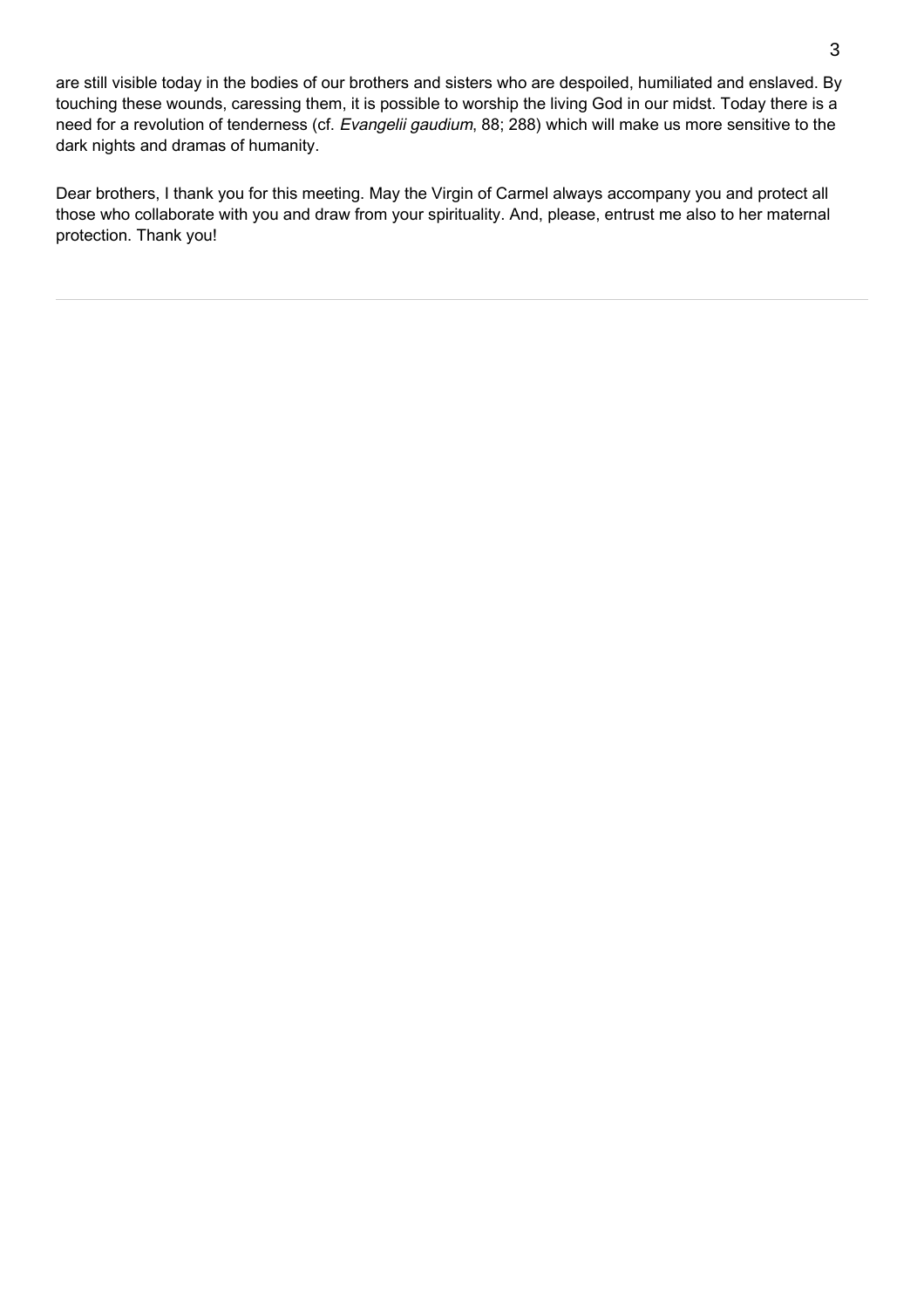are still visible today in the bodies of our brothers and sisters who are despoiled, humiliated and enslaved. By touching these wounds, caressing them, it is possible to worship the living God in our midst. Today there is a need for a revolution of tenderness (cf. *Evangelii gaudium*, 88; 288) which will make us more sensitive to the dark nights and dramas of humanity.

Dear brothers, I thank you for this meeting. May the Virgin of Carmel always accompany you and protect all those who collaborate with you and draw from your spirituality. And, please, entrust me also to her maternal protection. Thank you!